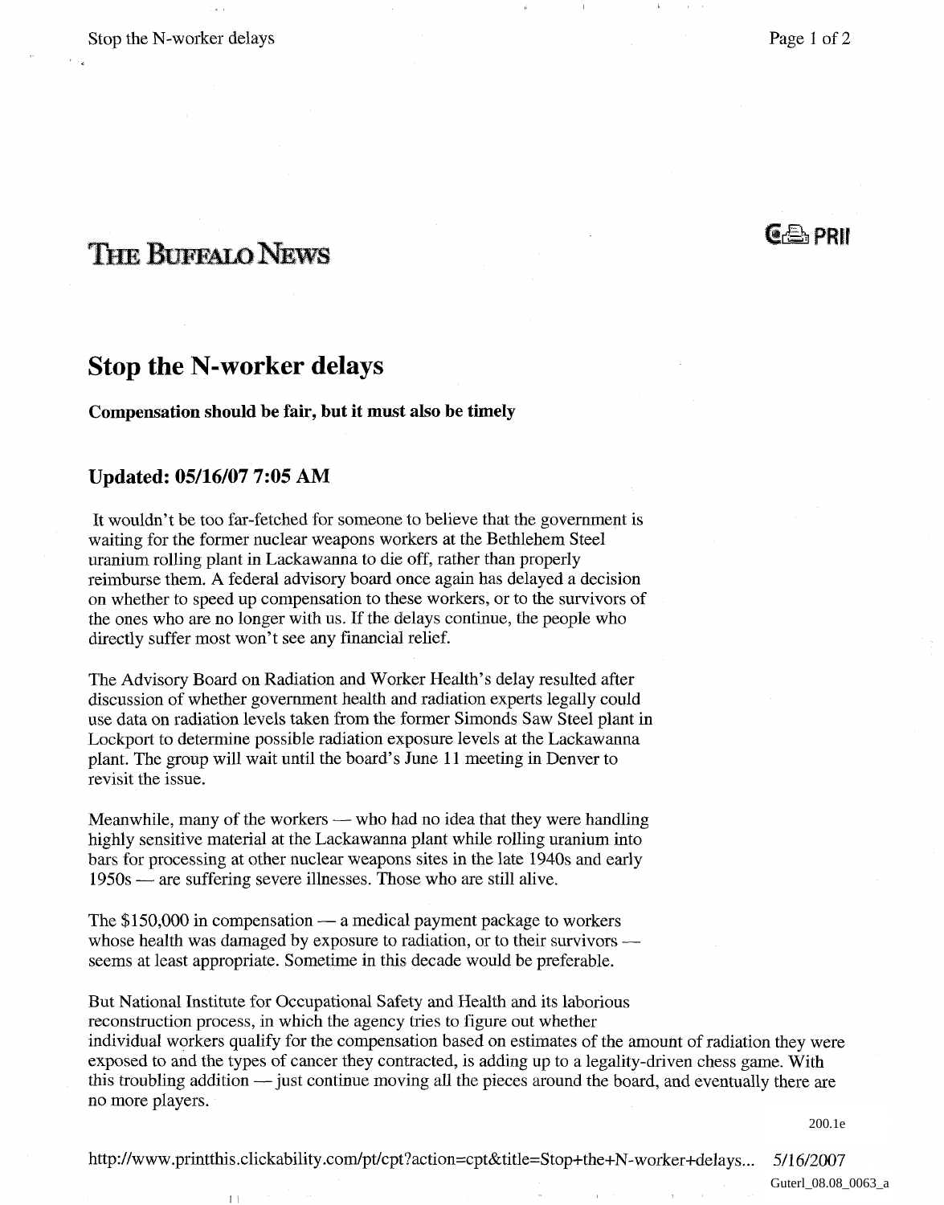THE BUFFALO NEWS

# Stop the N-worker delays

**Compensation should be fair, but it must also be timely**

## Updated: 05/16/07 7:05 AM

It wouldn't be too far-fetched for someone to believe that the government is waiting for the former nuclear weapons workers at the Bethlehem Steel uranium rolling plant in Lackawanna to die off, rather than properly reimburse them. A federal advisory board once again has delayed a decision on whether to speed up compensation to these workers, or to the survivors of the ones who are no longer with us. If the delays continue, the people who directly suffer most won't see any financial relief.

The Advisory Board on Radiation and Worker Health's delay resulted after discussion of whether government health and radiation experts legally could use data on radiation levels taken from the former Simonds Saw Steel plant in Lockport to determine possible radiation exposure levels at the Lackawanna plant. The group will wait until the board's June 11 meeting in Denver to revisit the issue.

Meanwhile, many of the workers — who had no idea that they were handling highly sensitive material at the Lackawanna plant while rolling uranium into bars for processing at other nuclear weapons sites in the late 1940s and early 1950s — are suffering severe illnesses. Those who are still alive.

The $150,000 in compensation — a medical payment package to workers whose health was damaged by exposure to radiation, or to their survivors — seems at least appropriate. Sometime in this decade would be preferable.

But National Institute for Occupational Safety and Health and its laborious reconstruction process, in which the agency tries to figure out whether individual workers qualify for the compensation based on estimates of the amount of radiation they were exposed to and the types of cancer they contracted, is adding up to a legality-driven chess game. With this troubling addition — just continue moving all the pieces around the board, and eventually there are no more players.

200.1e

http://www.printthis.clickability.com/pt/cpt?action=cpt&title=Stop+the+N-worker+delays... 5/16/2007

Guterl_08.08_0063_a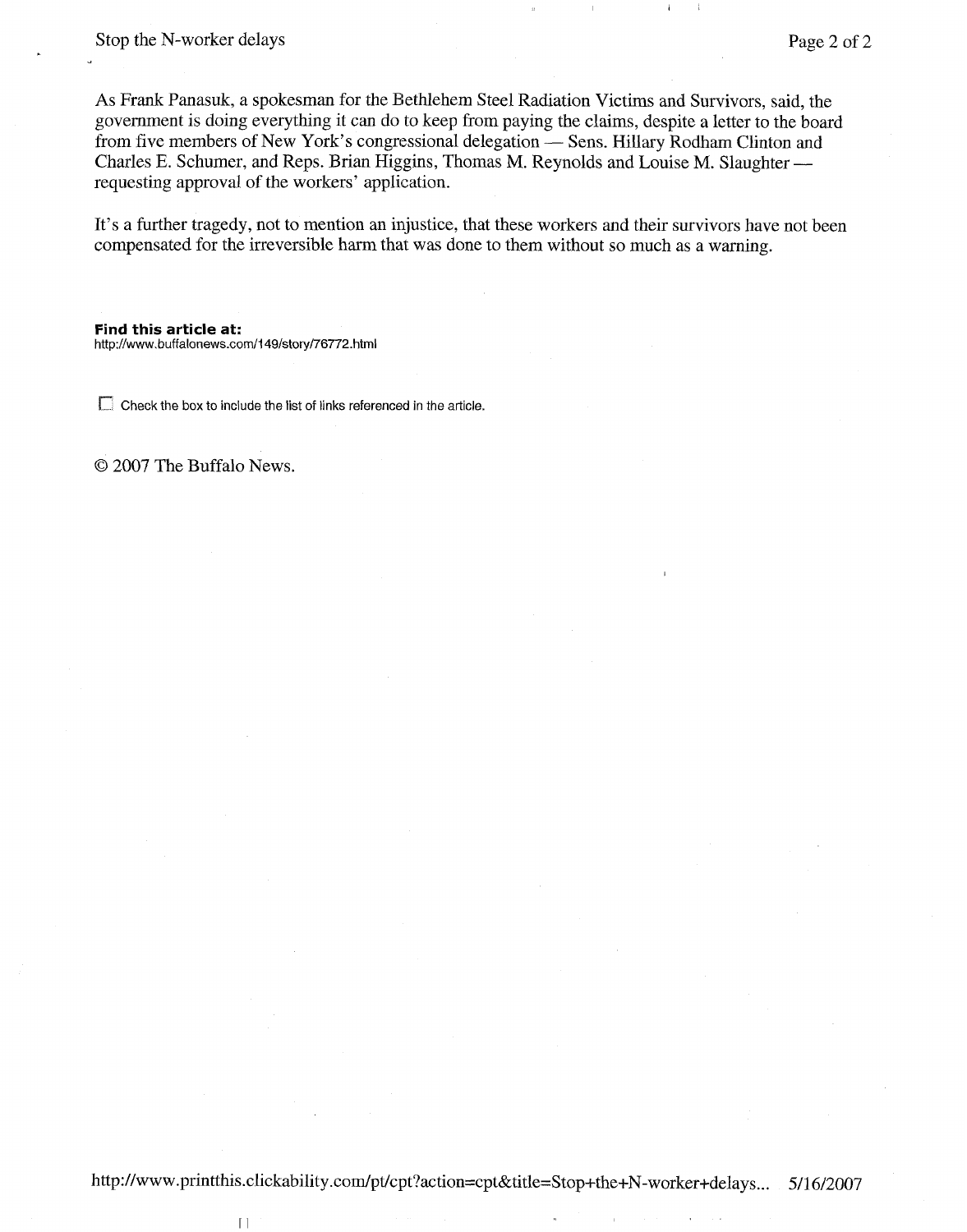As Frank Panasuk, a spokesman for the Bethlehem Steel Radiation Victims and Survivors, said, the government is doing everything it can do to keep from paying the claims, despite a letter to the board from five members of New York's congressional delegation — Sens. Hillary Rodham Clinton and Charles E. Schumer, and Reps. Brian Higgins, Thomas M. Reynolds and Louise M. Slaughter — requesting approval of the workers' application.

It's a further tragedy, not to mention an injustice, that these workers and their survivors have not been compensated for the irreversible harm that was done to them without so much as a warning.

**Find this article at:**
http://www.buffalonews.com/149/story/76772.html

☐ Check the box to include the list of links referenced in the article.

© 2007 The Buffalo News.